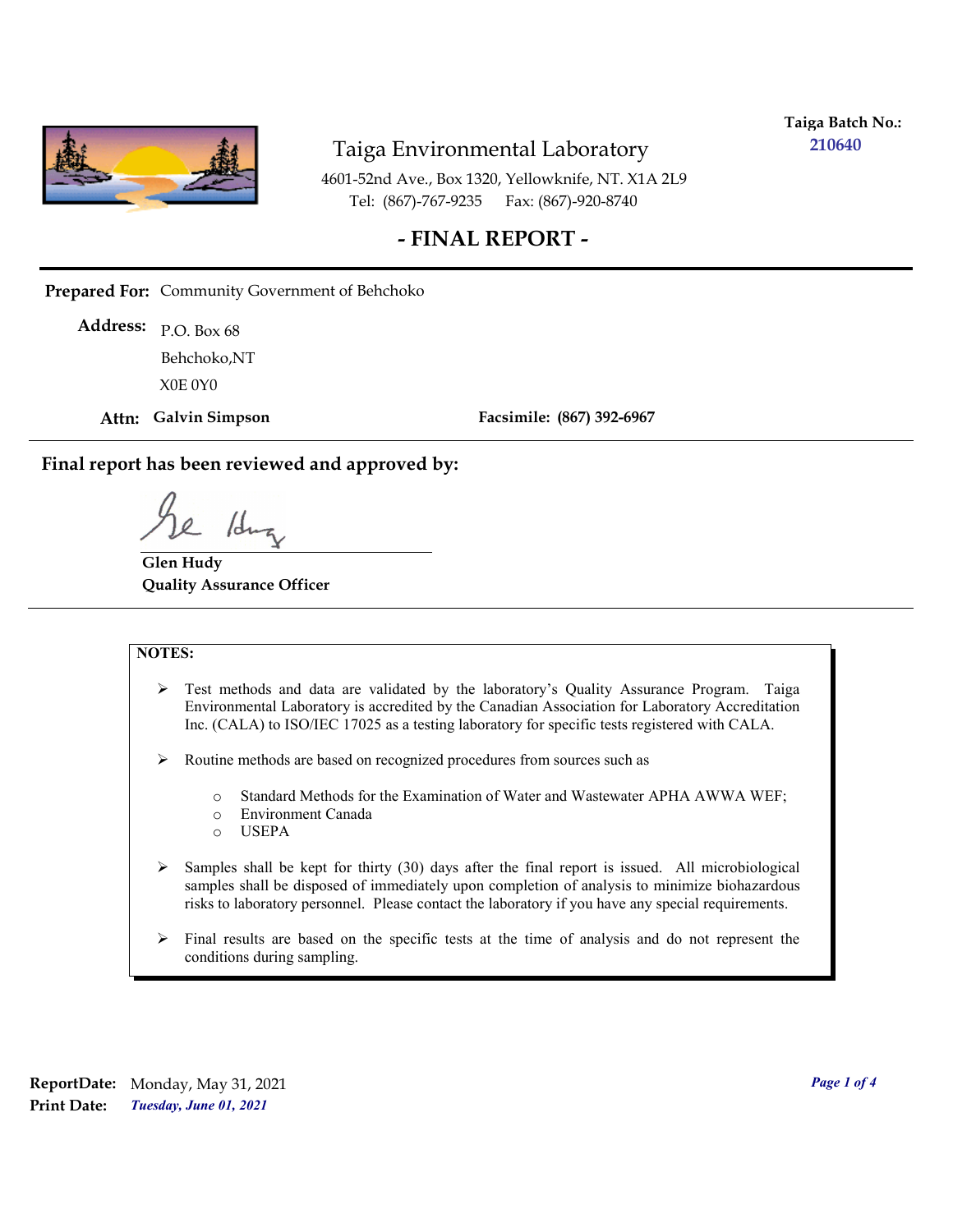**Taiga Batch No.:** 210640

# Taiga Environmental Laboratory

4601-52nd Ave., Box 1320, Yellowknife, NT. X1A 2L9
Tel: (867)-767-9235 Fax: (867)-920-8740

## - FINAL REPORT -

**Prepared For:** Community Government of Behchoko

**Address:** P.O. Box 68
Behchoko,NT
X0E 0Y0

**Attn:** **Galvin Simpson** **Facsimile:** **(867) 392-6967**

---

**Final report has been reviewed and approved by:**

**Glen Hudy**
**Quality Assurance Officer**

---

**NOTES:**

- Test methods and data are validated by the laboratory's Quality Assurance Program. Taiga Environmental Laboratory is accredited by the Canadian Association for Laboratory Accreditation Inc. (CALA) to ISO/IEC 17025 as a testing laboratory for specific tests registered with CALA.
- Routine methods are based on recognized procedures from sources such as
  - Standard Methods for the Examination of Water and Wastewater APHA AWWA WEF;
  - Environment Canada
  - USEPA
- Samples shall be kept for thirty (30) days after the final report is issued. All microbiological samples shall be disposed of immediately upon completion of analysis to minimize biohazardous risks to laboratory personnel. Please contact the laboratory if you have any special requirements.
- Final results are based on the specific tests at the time of analysis and do not represent the conditions during sampling.

**ReportDate:** Monday, May 31, 2021
**Print Date:** *Tuesday, June 01, 2021*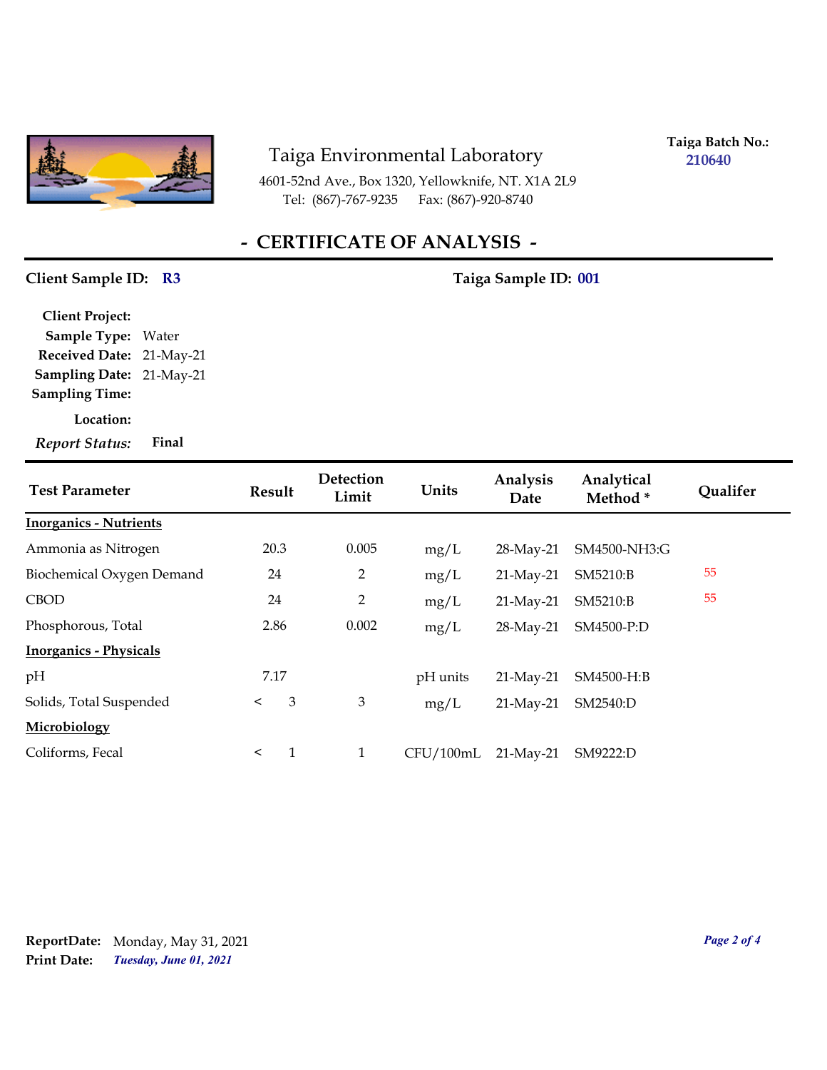# Taiga Environmental Laboratory

4601-52nd Ave., Box 1320, Yellowknife, NT. X1A 2L9
Tel: (867)-767-9235 Fax: (867)-920-8740

**Taiga Batch No.:** 210640

## - CERTIFICATE OF ANALYSIS -

**Client Sample ID:** R3 **Taiga Sample ID:** 001

**Client Project:**
**Sample Type:** Water
**Received Date:** 21-May-21
**Sampling Date:** 21-May-21
**Sampling Time:**
**Location:**
***Report Status:*** **Final**

| Test Parameter | Result | Detection Limit | Units | Analysis Date | Analytical Method * | Qualifer |
|---|---|---|---|---|---|---|
| **Inorganics - Nutrients** | | | | | | |
| Ammonia as Nitrogen | 20.3 | 0.005 | mg/L | 28-May-21 | SM4500-NH3:G | |
| Biochemical Oxygen Demand | 24 | 2 | mg/L | 21-May-21 | SM5210:B | 55 |
| CBOD | 24 | 2 | mg/L | 21-May-21 | SM5210:B | 55 |
| Phosphorous, Total | 2.86 | 0.002 | mg/L | 28-May-21 | SM4500-P:D | |
| **Inorganics - Physicals** | | | | | | |
| pH | 7.17 | | pH units | 21-May-21 | SM4500-H:B | |
| Solids, Total Suspended | < 3 | 3 | mg/L | 21-May-21 | SM2540:D | |
| **Microbiology** | | | | | | |
| Coliforms, Fecal | < 1 | 1 | CFU/100mL | 21-May-21 | SM9222:D | |

**ReportDate:** Monday, May 31, 2021
**Print Date:** *Tuesday, June 01, 2021*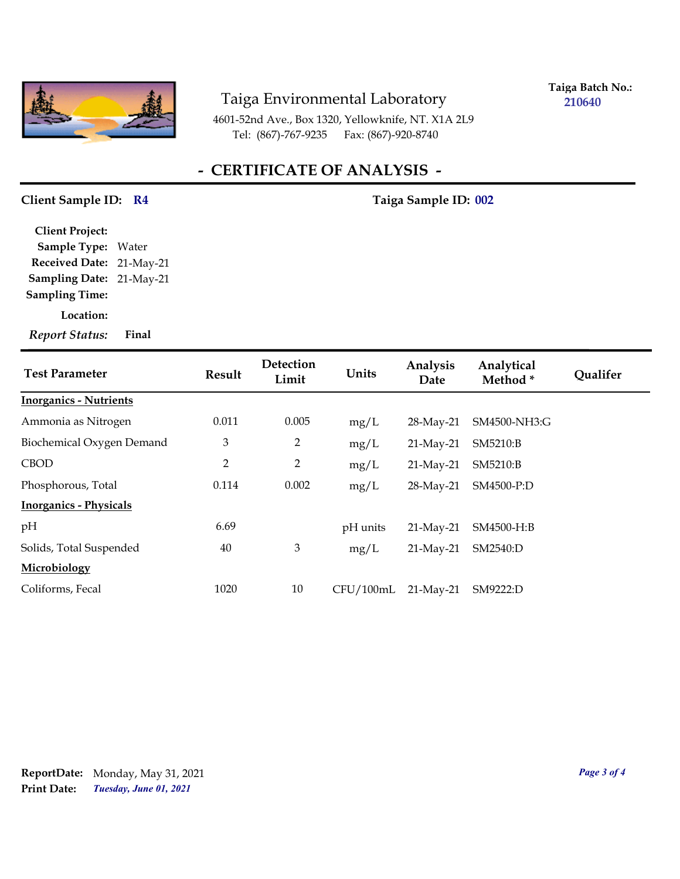# Taiga Environmental Laboratory

4601-52nd Ave., Box 1320, Yellowknife, NT. X1A 2L9
Tel: (867)-767-9235 Fax: (867)-920-8740

**Taiga Batch No.:** 210640

## - CERTIFICATE OF ANALYSIS -

**Client Sample ID:** R4 **Taiga Sample ID:** 002

**Client Project:**
**Sample Type:** Water
**Received Date:** 21-May-21
**Sampling Date:** 21-May-21
**Sampling Time:**
**Location:**
***Report Status:*** **Final**

| Test Parameter | Result | Detection Limit | Units | Analysis Date | Analytical Method * | Qualifer |
|---|---|---|---|---|---|---|
| **Inorganics - Nutrients** | | | | | | |
| Ammonia as Nitrogen | 0.011 | 0.005 | mg/L | 28-May-21 | SM4500-NH3:G | |
| Biochemical Oxygen Demand | 3 | 2 | mg/L | 21-May-21 | SM5210:B | |
| CBOD | 2 | 2 | mg/L | 21-May-21 | SM5210:B | |
| Phosphorous, Total | 0.114 | 0.002 | mg/L | 28-May-21 | SM4500-P:D | |
| **Inorganics - Physicals** | | | | | | |
| pH | 6.69 | | pH units | 21-May-21 | SM4500-H:B | |
| Solids, Total Suspended | 40 | 3 | mg/L | 21-May-21 | SM2540:D | |
| **Microbiology** | | | | | | |
| Coliforms, Fecal | 1020 | 10 | CFU/100mL | 21-May-21 | SM9222:D | |

**ReportDate:** Monday, May 31, 2021
**Print Date:** *Tuesday, June 01, 2021*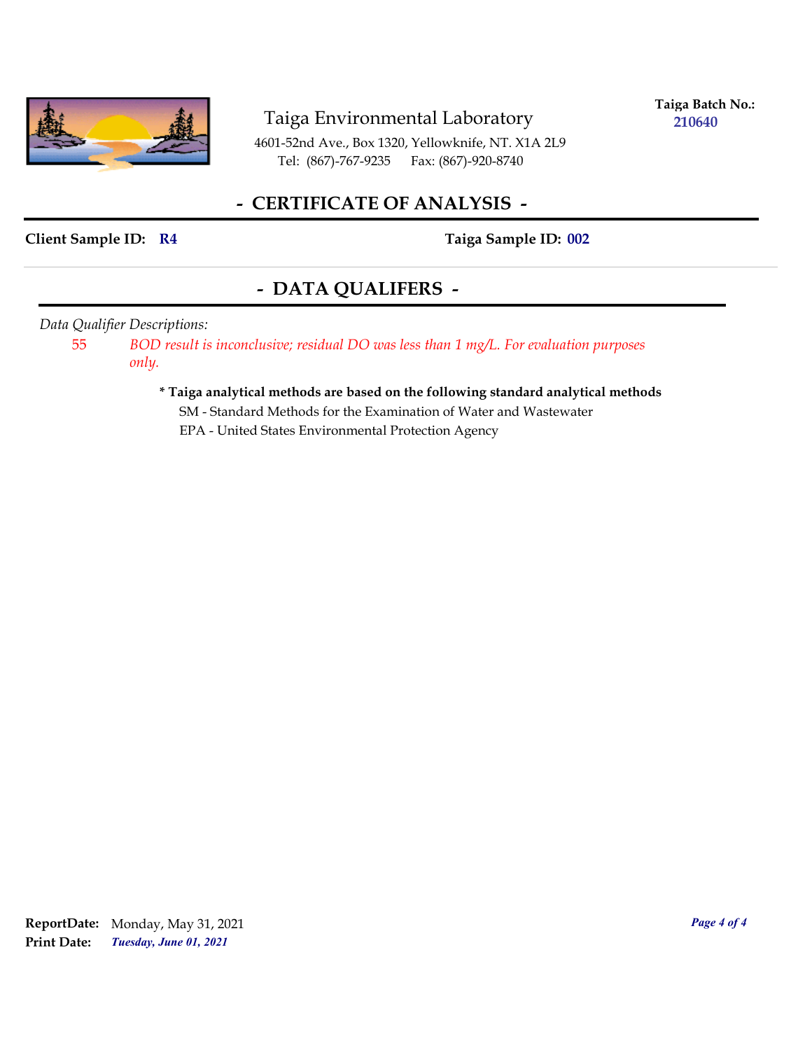Taiga Environmental Laboratory

4601-52nd Ave., Box 1320, Yellowknife, NT. X1A 2L9
Tel: (867)-767-9235 Fax: (867)-920-8740

**Taiga Batch No.:** 210640

# - CERTIFICATE OF ANALYSIS -

**Client Sample ID:** R4 **Taiga Sample ID:** 002

## - DATA QUALIFERS -

*Data Qualifier Descriptions:*

55 *BOD result is inconclusive; residual DO was less than 1 mg/L. For evaluation purposes only.*

**\* Taiga analytical methods are based on the following standard analytical methods**

SM - Standard Methods for the Examination of Water and Wastewater
EPA - United States Environmental Protection Agency

**ReportDate:** Monday, May 31, 2021
**Print Date:** *Tuesday, June 01, 2021*